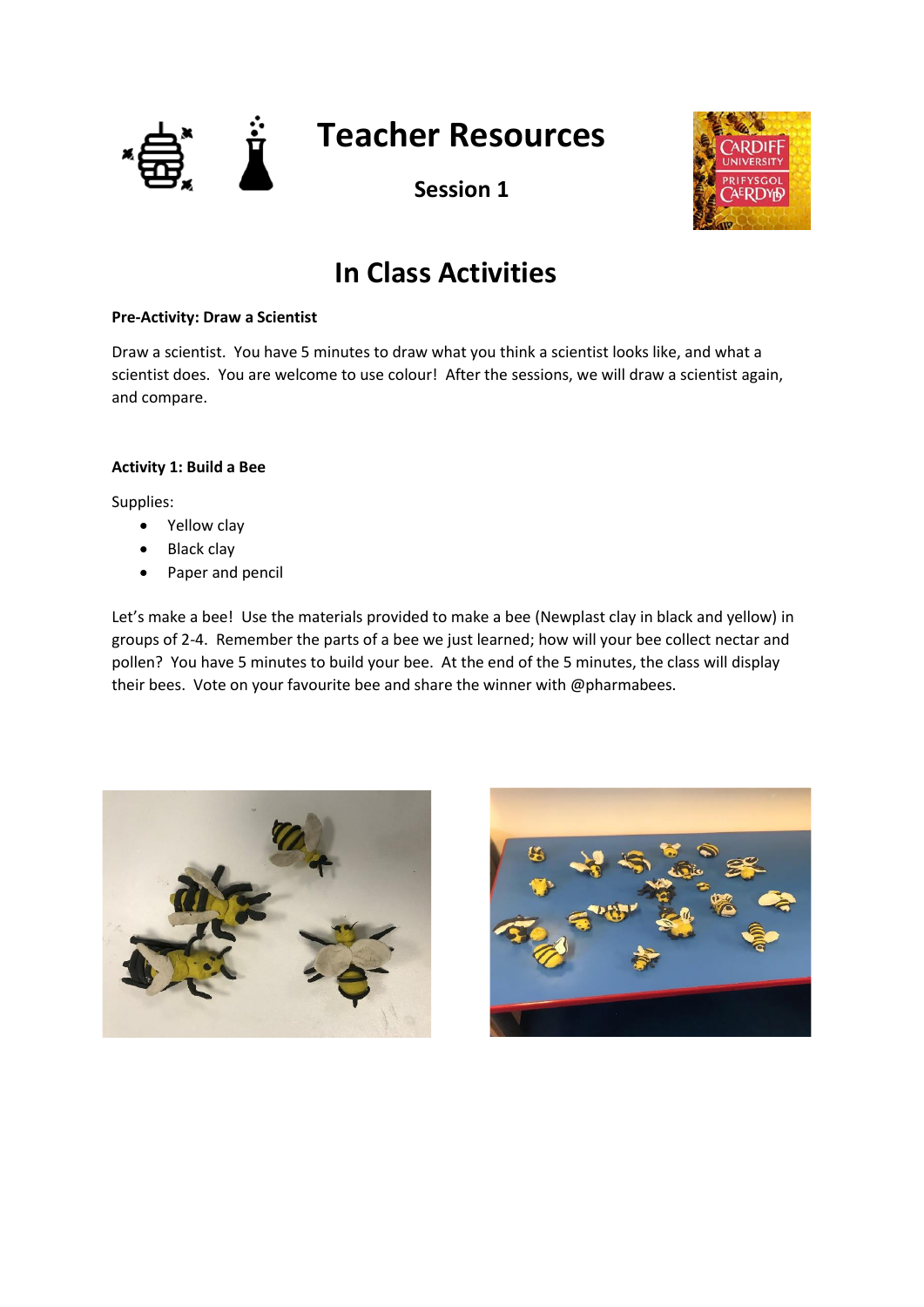# Teacher Resources

**Session 1**

## In Class Activities

**Pre-Activity: Draw a Scientist**

Draw a scientist. You have 5 minutes to draw what you think a scientist looks like, and what a scientist does. You are welcome to use colour! After the sessions, we will draw a scientist again, and compare.

**Activity 1: Build a Bee**

Supplies:

- Yellow clay
- Black clay
- Paper and pencil

Let's make a bee! Use the materials provided to make a bee (Newplast clay in black and yellow) in groups of 2-4. Remember the parts of a bee we just learned; how will your bee collect nectar and pollen? You have 5 minutes to build your bee. At the end of the 5 minutes, the class will display their bees. Vote on your favourite bee and share the winner with @pharmabees.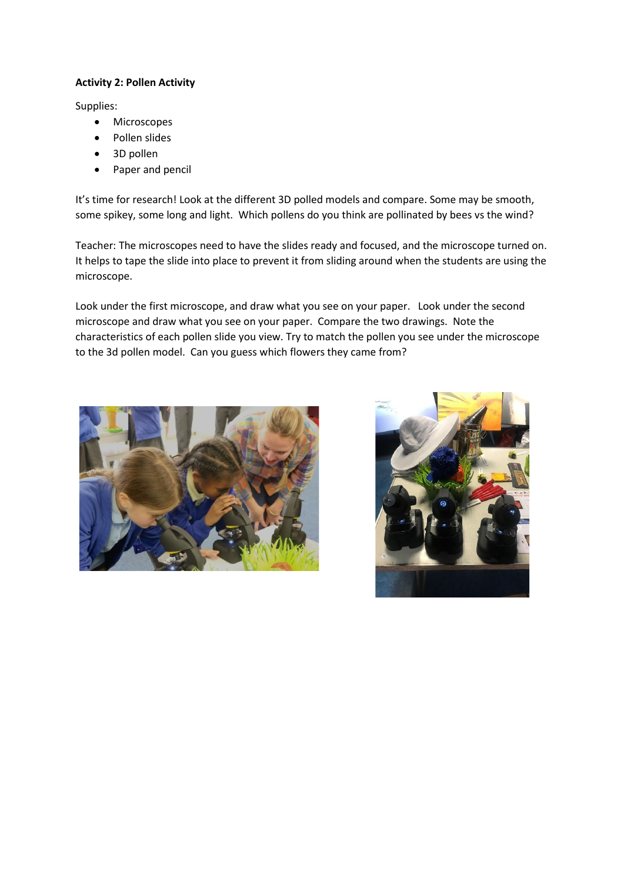**Activity 2: Pollen Activity**

Supplies:

- Microscopes
- Pollen slides
- 3D pollen
- Paper and pencil

It's time for research! Look at the different 3D polled models and compare. Some may be smooth, some spikey, some long and light. Which pollens do you think are pollinated by bees vs the wind?

Teacher: The microscopes need to have the slides ready and focused, and the microscope turned on. It helps to tape the slide into place to prevent it from sliding around when the students are using the microscope.

Look under the first microscope, and draw what you see on your paper. Look under the second microscope and draw what you see on your paper. Compare the two drawings. Note the characteristics of each pollen slide you view. Try to match the pollen you see under the microscope to the 3d pollen model. Can you guess which flowers they came from?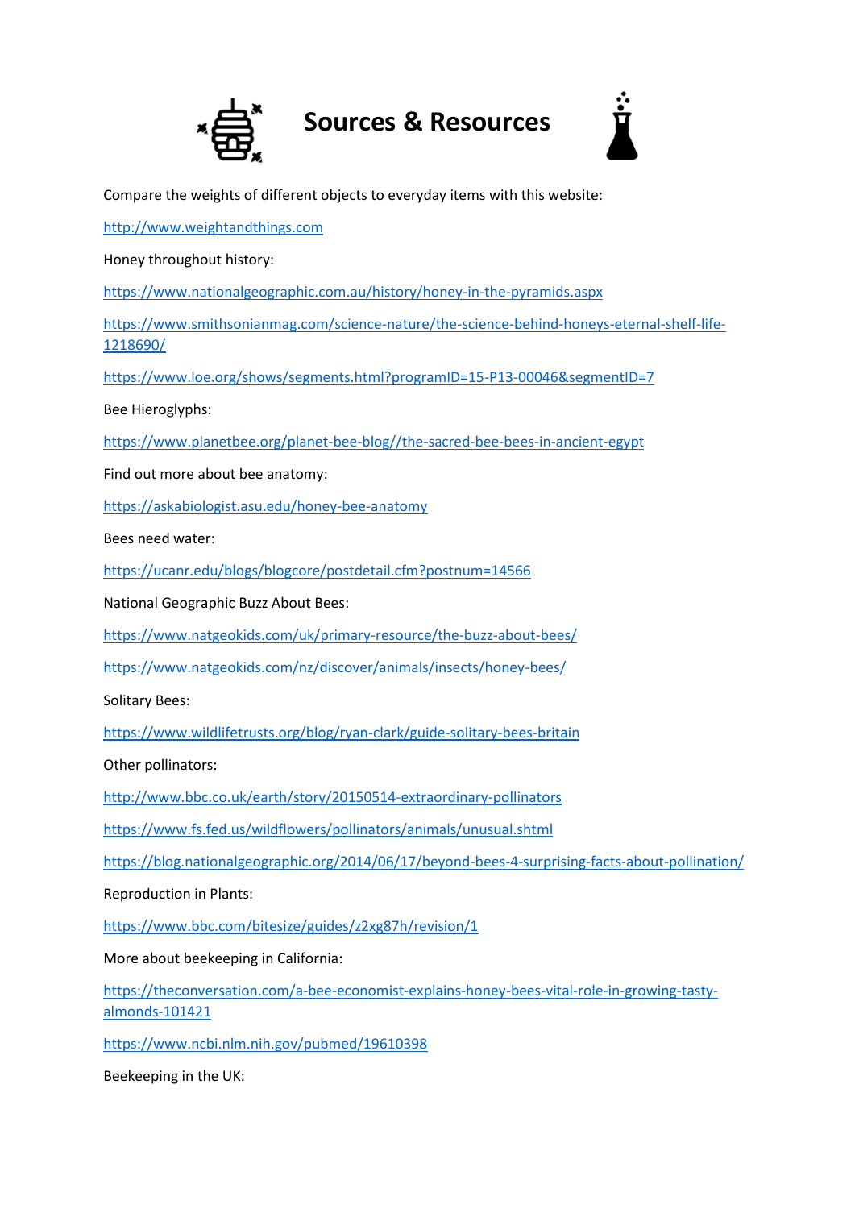# Sources & Resources

Compare the weights of different objects to everyday items with this website:

http://www.weightandthings.com

Honey throughout history:

https://www.nationalgeographic.com.au/history/honey-in-the-pyramids.aspx

https://www.smithsonianmag.com/science-nature/the-science-behind-honeys-eternal-shelf-life-1218690/

https://www.loe.org/shows/segments.html?programID=15-P13-00046&segmentID=7

Bee Hieroglyphs:

https://www.planetbee.org/planet-bee-blog//the-sacred-bee-bees-in-ancient-egypt

Find out more about bee anatomy:

https://askabiologist.asu.edu/honey-bee-anatomy

Bees need water:

https://ucanr.edu/blogs/blogcore/postdetail.cfm?postnum=14566

National Geographic Buzz About Bees:

https://www.natgeokids.com/uk/primary-resource/the-buzz-about-bees/

https://www.natgeokids.com/nz/discover/animals/insects/honey-bees/

Solitary Bees:

https://www.wildlifetrusts.org/blog/ryan-clark/guide-solitary-bees-britain

Other pollinators:

http://www.bbc.co.uk/earth/story/20150514-extraordinary-pollinators

https://www.fs.fed.us/wildflowers/pollinators/animals/unusual.shtml

https://blog.nationalgeographic.org/2014/06/17/beyond-bees-4-surprising-facts-about-pollination/

Reproduction in Plants:

https://www.bbc.com/bitesize/guides/z2xg87h/revision/1

More about beekeeping in California:

https://theconversation.com/a-bee-economist-explains-honey-bees-vital-role-in-growing-tasty-almonds-101421

https://www.ncbi.nlm.nih.gov/pubmed/19610398

Beekeeping in the UK: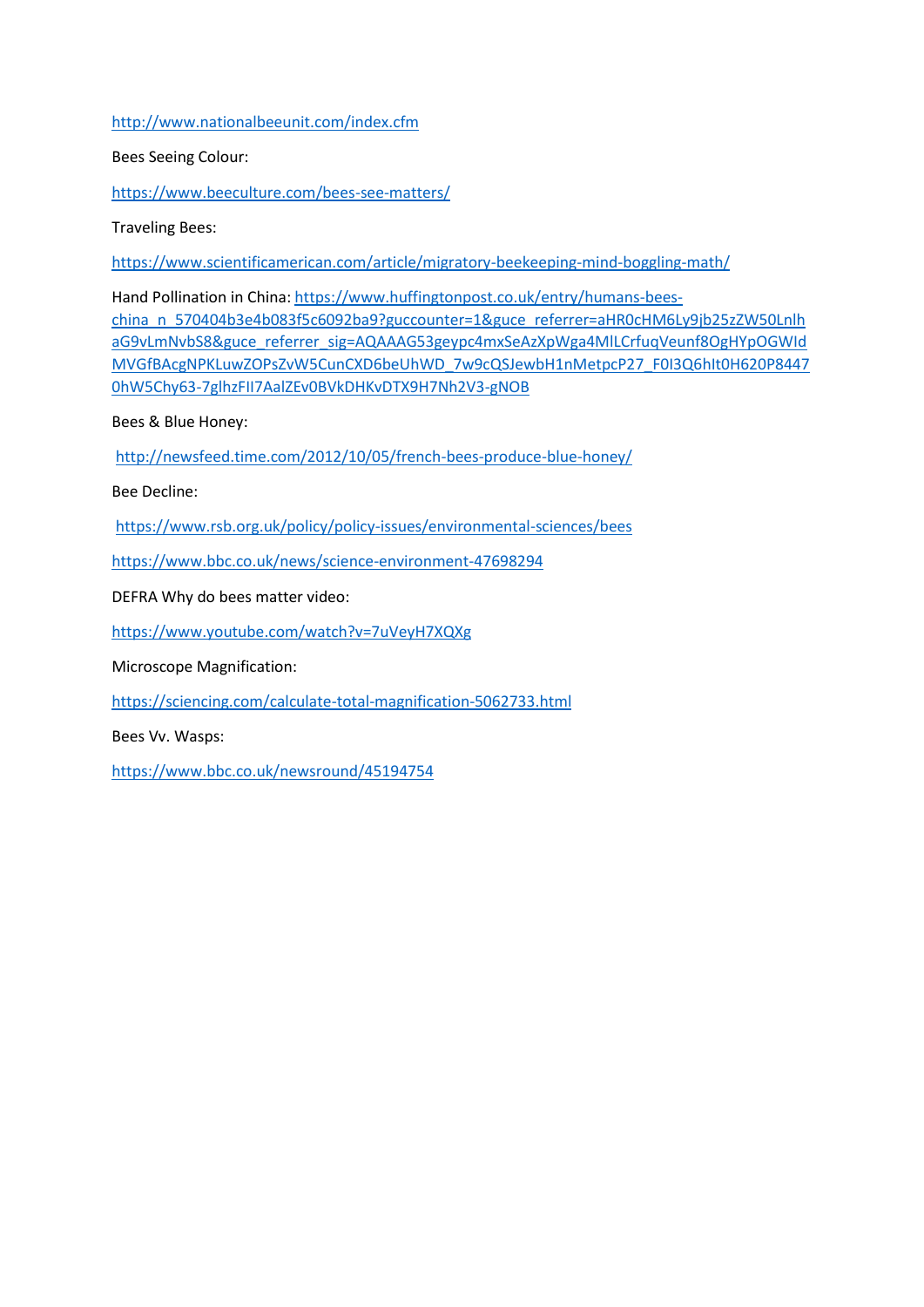http://www.nationalbeeunit.com/index.cfm

Bees Seeing Colour:

https://www.beeculture.com/bees-see-matters/

Traveling Bees:

https://www.scientificamerican.com/article/migratory-beekeeping-mind-boggling-math/

Hand Pollination in China: https://www.huffingtonpost.co.uk/entry/humans-bees-china_n_570404b3e4b083f5c6092ba9?guccounter=1&guce_referrer=aHR0cHM6Ly9jb25zZW50Lnlh aG9vLmNvbS8&guce_referrer_sig=AQAAAG53geypc4mxSeAzXpWga4MlLCrfuqVeunf8OgHYpOGWId MVGfBAcgNPKLuwZOPsZvW5CunCXD6beUhWD_7w9cQSJewbH1nMetpcP27_F0I3Q6hlt0H620P8447 0hW5Chy63-7glhzFIl7AalZEv0BVkDHKvDTX9H7Nh2V3-gNOB

Bees & Blue Honey:

http://newsfeed.time.com/2012/10/05/french-bees-produce-blue-honey/

Bee Decline:

https://www.rsb.org.uk/policy/policy-issues/environmental-sciences/bees

https://www.bbc.co.uk/news/science-environment-47698294

DEFRA Why do bees matter video:

https://www.youtube.com/watch?v=7uVeyH7XQXg

Microscope Magnification:

https://sciencing.com/calculate-total-magnification-5062733.html

Bees Vv. Wasps:

https://www.bbc.co.uk/newsround/45194754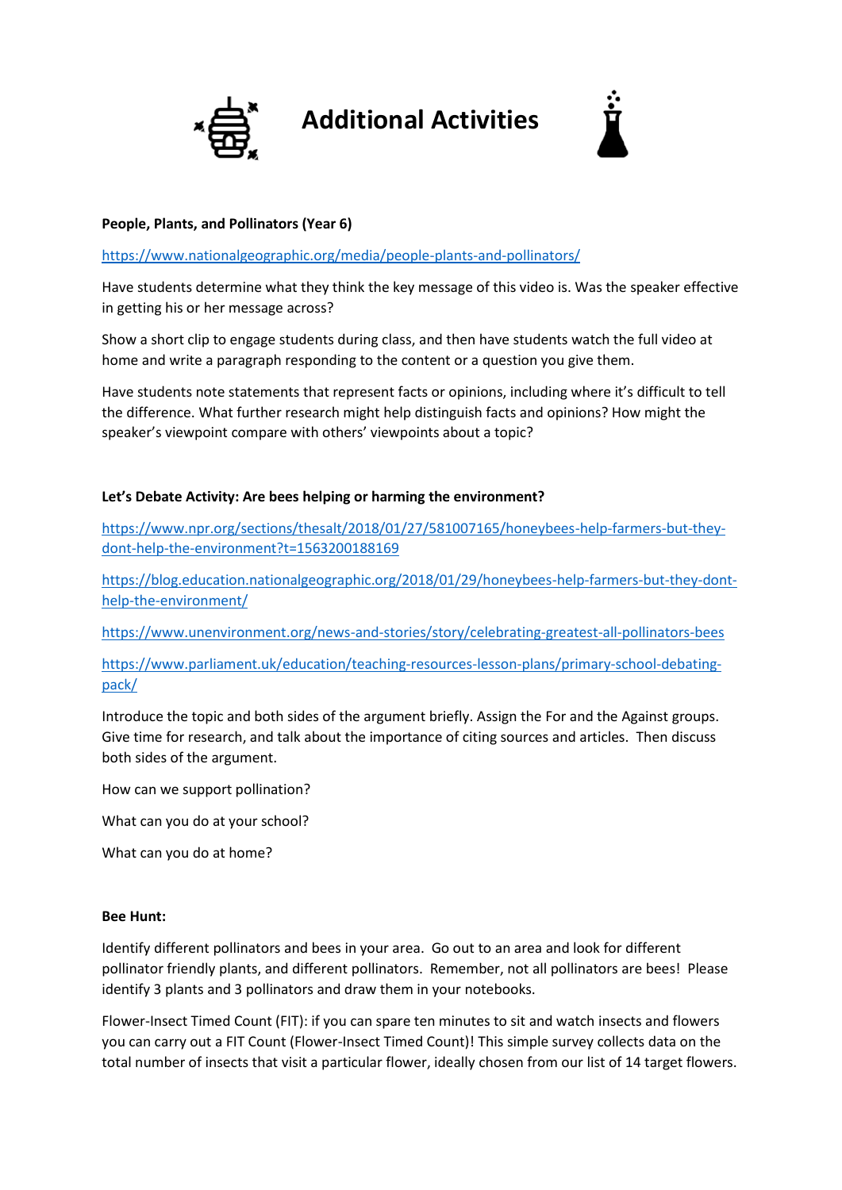# Additional Activities

**People, Plants, and Pollinators (Year 6)**

https://www.nationalgeographic.org/media/people-plants-and-pollinators/

Have students determine what they think the key message of this video is. Was the speaker effective in getting his or her message across?

Show a short clip to engage students during class, and then have students watch the full video at home and write a paragraph responding to the content or a question you give them.

Have students note statements that represent facts or opinions, including where it's difficult to tell the difference. What further research might help distinguish facts and opinions? How might the speaker's viewpoint compare with others' viewpoints about a topic?

**Let's Debate Activity: Are bees helping or harming the environment?**

https://www.npr.org/sections/thesalt/2018/01/27/581007165/honeybees-help-farmers-but-they-dont-help-the-environment?t=1563200188169

https://blog.education.nationalgeographic.org/2018/01/29/honeybees-help-farmers-but-they-dont-help-the-environment/

https://www.unenvironment.org/news-and-stories/story/celebrating-greatest-all-pollinators-bees

https://www.parliament.uk/education/teaching-resources-lesson-plans/primary-school-debating-pack/

Introduce the topic and both sides of the argument briefly. Assign the For and the Against groups. Give time for research, and talk about the importance of citing sources and articles. Then discuss both sides of the argument.

How can we support pollination?

What can you do at your school?

What can you do at home?

**Bee Hunt:**

Identify different pollinators and bees in your area. Go out to an area and look for different pollinator friendly plants, and different pollinators. Remember, not all pollinators are bees! Please identify 3 plants and 3 pollinators and draw them in your notebooks.

Flower-Insect Timed Count (FIT): if you can spare ten minutes to sit and watch insects and flowers you can carry out a FIT Count (Flower-Insect Timed Count)! This simple survey collects data on the total number of insects that visit a particular flower, ideally chosen from our list of 14 target flowers.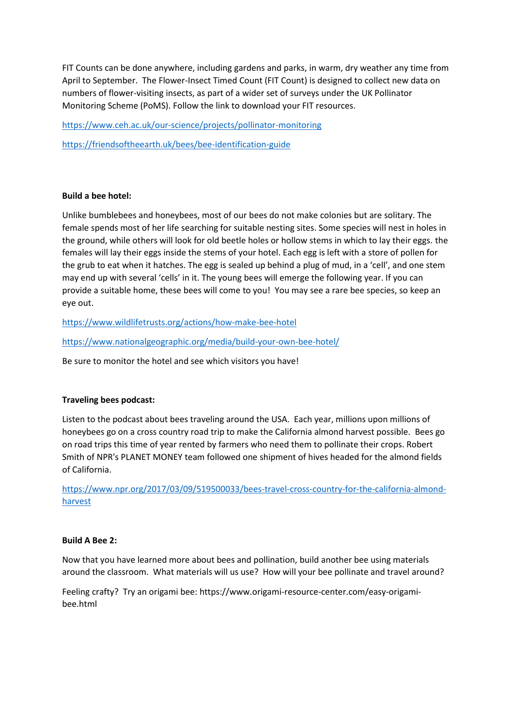FIT Counts can be done anywhere, including gardens and parks, in warm, dry weather any time from April to September. The Flower-Insect Timed Count (FIT Count) is designed to collect new data on numbers of flower-visiting insects, as part of a wider set of surveys under the UK Pollinator Monitoring Scheme (PoMS). Follow the link to download your FIT resources.

https://www.ceh.ac.uk/our-science/projects/pollinator-monitoring

https://friendsoftheearth.uk/bees/bee-identification-guide

**Build a bee hotel:**

Unlike bumblebees and honeybees, most of our bees do not make colonies but are solitary. The female spends most of her life searching for suitable nesting sites. Some species will nest in holes in the ground, while others will look for old beetle holes or hollow stems in which to lay their eggs. the females will lay their eggs inside the stems of your hotel. Each egg is left with a store of pollen for the grub to eat when it hatches. The egg is sealed up behind a plug of mud, in a 'cell', and one stem may end up with several 'cells' in it. The young bees will emerge the following year. If you can provide a suitable home, these bees will come to you! You may see a rare bee species, so keep an eye out.

https://www.wildlifetrusts.org/actions/how-make-bee-hotel

https://www.nationalgeographic.org/media/build-your-own-bee-hotel/

Be sure to monitor the hotel and see which visitors you have!

**Traveling bees podcast:**

Listen to the podcast about bees traveling around the USA. Each year, millions upon millions of honeybees go on a cross country road trip to make the California almond harvest possible. Bees go on road trips this time of year rented by farmers who need them to pollinate their crops. Robert Smith of NPR's PLANET MONEY team followed one shipment of hives headed for the almond fields of California.

https://www.npr.org/2017/03/09/519500033/bees-travel-cross-country-for-the-california-almond-harvest

**Build A Bee 2:**

Now that you have learned more about bees and pollination, build another bee using materials around the classroom. What materials will us use? How will your bee pollinate and travel around?

Feeling crafty? Try an origami bee: https://www.origami-resource-center.com/easy-origami-bee.html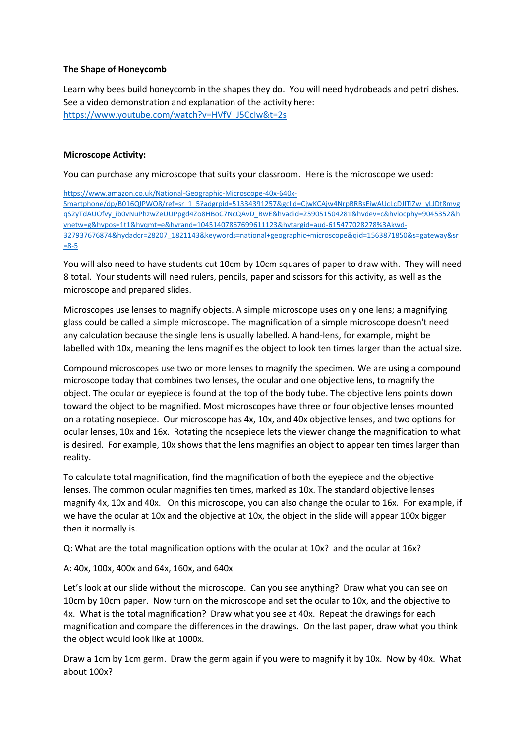**The Shape of Honeycomb**

Learn why bees build honeycomb in the shapes they do. You will need hydrobeads and petri dishes. See a video demonstration and explanation of the activity here: https://www.youtube.com/watch?v=HVfV_J5CcIw&t=2s

**Microscope Activity:**

You can purchase any microscope that suits your classroom. Here is the microscope we used:

https://www.amazon.co.uk/National-Geographic-Microscope-40x-640x-Smartphone/dp/B016QIPWO8/ref=sr_1_5?adgrpid=51334391257&gclid=CjwKCAjw4NrpBRBsEiwAUcLcDJlTiZw_yLJDt8mvgqS2yTdAUOfvy_ib0vNuPhzwZeUUPpgd4Zo8HBoC7NcQAvD_BwE&hvadid=259051504281&hvdev=c&hvlocphy=9045352&hvnetw=g&hvpos=1t1&hvqmt=e&hvrand=10451407867699611123&hvtargid=aud-615477028278%3Akwd-327937676874&hydadcr=28207_1821143&keywords=national+geographic+microscope&qid=1563871850&s=gateway&sr=8-5

You will also need to have students cut 10cm by 10cm squares of paper to draw with. They will need 8 total. Your students will need rulers, pencils, paper and scissors for this activity, as well as the microscope and prepared slides.

Microscopes use lenses to magnify objects. A simple microscope uses only one lens; a magnifying glass could be called a simple microscope. The magnification of a simple microscope doesn't need any calculation because the single lens is usually labelled. A hand-lens, for example, might be labelled with 10x, meaning the lens magnifies the object to look ten times larger than the actual size.

Compound microscopes use two or more lenses to magnify the specimen. We are using a compound microscope today that combines two lenses, the ocular and one objective lens, to magnify the object. The ocular or eyepiece is found at the top of the body tube. The objective lens points down toward the object to be magnified. Most microscopes have three or four objective lenses mounted on a rotating nosepiece. Our microscope has 4x, 10x, and 40x objective lenses, and two options for ocular lenses, 10x and 16x. Rotating the nosepiece lets the viewer change the magnification to what is desired. For example, 10x shows that the lens magnifies an object to appear ten times larger than reality.

To calculate total magnification, find the magnification of both the eyepiece and the objective lenses. The common ocular magnifies ten times, marked as 10x. The standard objective lenses magnify 4x, 10x and 40x. On this microscope, you can also change the ocular to 16x. For example, if we have the ocular at 10x and the objective at 10x, the object in the slide will appear 100x bigger then it normally is.

Q: What are the total magnification options with the ocular at 10x? and the ocular at 16x?

A: 40x, 100x, 400x and 64x, 160x, and 640x

Let's look at our slide without the microscope. Can you see anything? Draw what you can see on 10cm by 10cm paper. Now turn on the microscope and set the ocular to 10x, and the objective to 4x. What is the total magnification? Draw what you see at 40x. Repeat the drawings for each magnification and compare the differences in the drawings. On the last paper, draw what you think the object would look like at 1000x.

Draw a 1cm by 1cm germ. Draw the germ again if you were to magnify it by 10x. Now by 40x. What about 100x?